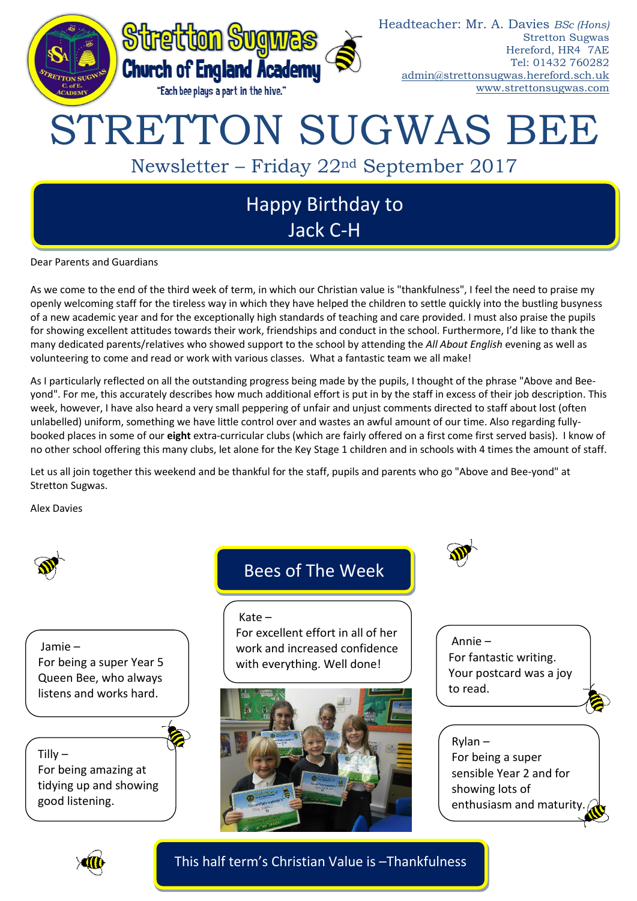Stretton Sugwas Church of England Academy

"Each bee plays a part in the hive."

Headteacher: Mr. A. Davies *BSc (Hons)*
Stretton Sugwas
Hereford, HR4 7AE
Tel: 01432 760282
admin@strettonsugwas.hereford.sch.uk
www.strettonsugwas.com

# STRETTON SUGWAS BEE

## Newsletter – Friday 22nd September 2017

## Happy Birthday to Jack C-H

Dear Parents and Guardians

As we come to the end of the third week of term, in which our Christian value is "thankfulness", I feel the need to praise my openly welcoming staff for the tireless way in which they have helped the children to settle quickly into the bustling busyness of a new academic year and for the exceptionally high standards of teaching and care provided. I must also praise the pupils for showing excellent attitudes towards their work, friendships and conduct in the school. Furthermore, I'd like to thank the many dedicated parents/relatives who showed support to the school by attending the *All About English* evening as well as volunteering to come and read or work with various classes. What a fantastic team we all make!

As I particularly reflected on all the outstanding progress being made by the pupils, I thought of the phrase "Above and Bee-yond". For me, this accurately describes how much additional effort is put in by the staff in excess of their job description. This week, however, I have also heard a very small peppering of unfair and unjust comments directed to staff about lost (often unlabelled) uniform, something we have little control over and wastes an awful amount of our time. Also regarding fully-booked places in some of our **eight** extra-curricular clubs (which are fairly offered on a first come first served basis). I know of no other school offering this many clubs, let alone for the Key Stage 1 children and in schools with 4 times the amount of staff.

Let us all join together this weekend and be thankful for the staff, pupils and parents who go "Above and Bee-yond" at Stretton Sugwas.

Alex Davies

## Bees of The Week

Jamie – For being a super Year 5 Queen Bee, who always listens and works hard.

Tilly – For being amazing at tidying up and showing good listening.

Kate – For excellent effort in all of her work and increased confidence with everything. Well done!

Annie – For fantastic writing. Your postcard was a joy to read.

Rylan – For being a super sensible Year 2 and for showing lots of enthusiasm and maturity.

**This half term's Christian Value is –Thankfulness**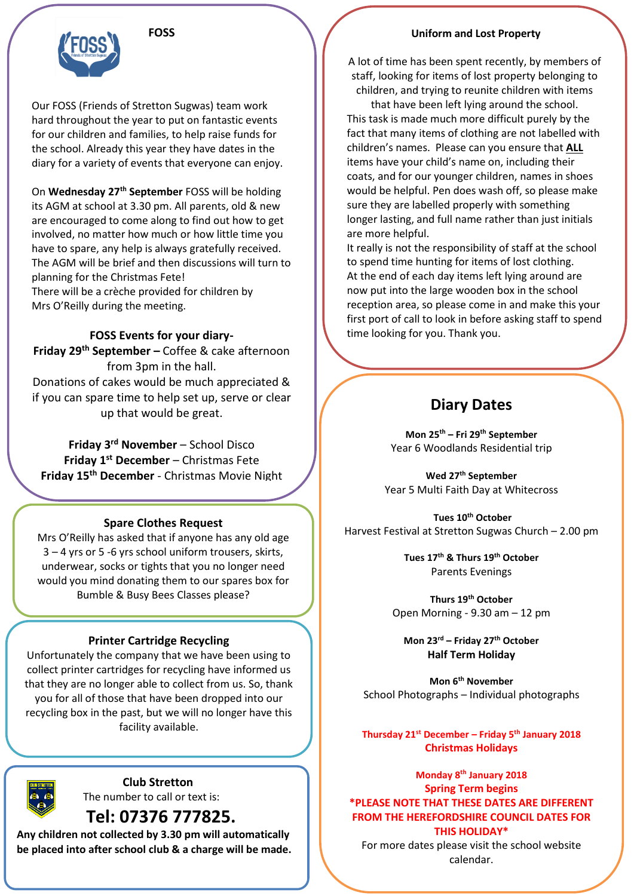## FOSS

Our FOSS (Friends of Stretton Sugwas) team work hard throughout the year to put on fantastic events for our children and families, to help raise funds for the school. Already this year they have dates in the diary for a variety of events that everyone can enjoy.

On **Wednesday 27th September** FOSS will be holding its AGM at school at 3.30 pm. All parents, old & new are encouraged to come along to find out how to get involved, no matter how much or how little time you have to spare, any help is always gratefully received. The AGM will be brief and then discussions will turn to planning for the Christmas Fete!
There will be a crèche provided for children by Mrs O'Reilly during the meeting.

**FOSS Events for your diary-**

**Friday 29th September –** Coffee & cake afternoon from 3pm in the hall.
Donations of cakes would be much appreciated & if you can spare time to help set up, serve or clear up that would be great.

**Friday 3rd November** – School Disco
**Friday 1st December** – Christmas Fete
**Friday 15th December** - Christmas Movie Night

## Spare Clothes Request

Mrs O'Reilly has asked that if anyone has any old age 3 – 4 yrs or 5 -6 yrs school uniform trousers, skirts, underwear, socks or tights that you no longer need would you mind donating them to our spares box for Bumble & Busy Bees Classes please?

## Printer Cartridge Recycling

Unfortunately the company that we have been using to collect printer cartridges for recycling have informed us that they are no longer able to collect from us. So, thank you for all of those that have been dropped into our recycling box in the past, but we will no longer have this facility available.

## Club Stretton

The number to call or text is:

**Tel: 07376 777825.**

**Any children not collected by 3.30 pm will automatically be placed into after school club & a charge will be made.**

## Uniform and Lost Property

A lot of time has been spent recently, by members of staff, looking for items of lost property belonging to children, and trying to reunite children with items that have been left lying around the school.
This task is made much more difficult purely by the fact that many items of clothing are not labelled with children's names. Please can you ensure that **ALL** items have your child's name on, including their coats, and for our younger children, names in shoes would be helpful. Pen does wash off, so please make sure they are labelled properly with something longer lasting, and full name rather than just initials are more helpful.
It really is not the responsibility of staff at the school to spend time hunting for items of lost clothing.
At the end of each day items left lying around are now put into the large wooden box in the school reception area, so please come in and make this your first port of call to look in before asking staff to spend time looking for you. Thank you.

## Diary Dates

**Mon 25th – Fri 29th September**
Year 6 Woodlands Residential trip

**Wed 27th September**
Year 5 Multi Faith Day at Whitecross

**Tues 10th October**
Harvest Festival at Stretton Sugwas Church – 2.00 pm

**Tues 17th & Thurs 19th October**
Parents Evenings

**Thurs 19th October**
Open Morning - 9.30 am – 12 pm

**Mon 23rd – Friday 27th October**
**Half Term Holiday**

**Mon 6th November**
School Photographs – Individual photographs

**Thursday 21st December – Friday 5th January 2018**
**Christmas Holidays**

**Monday 8th January 2018**
**Spring Term begins**
**\*PLEASE NOTE THAT THESE DATES ARE DIFFERENT FROM THE HEREFORDSHIRE COUNCIL DATES FOR THIS HOLIDAY\***
For more dates please visit the school website calendar.